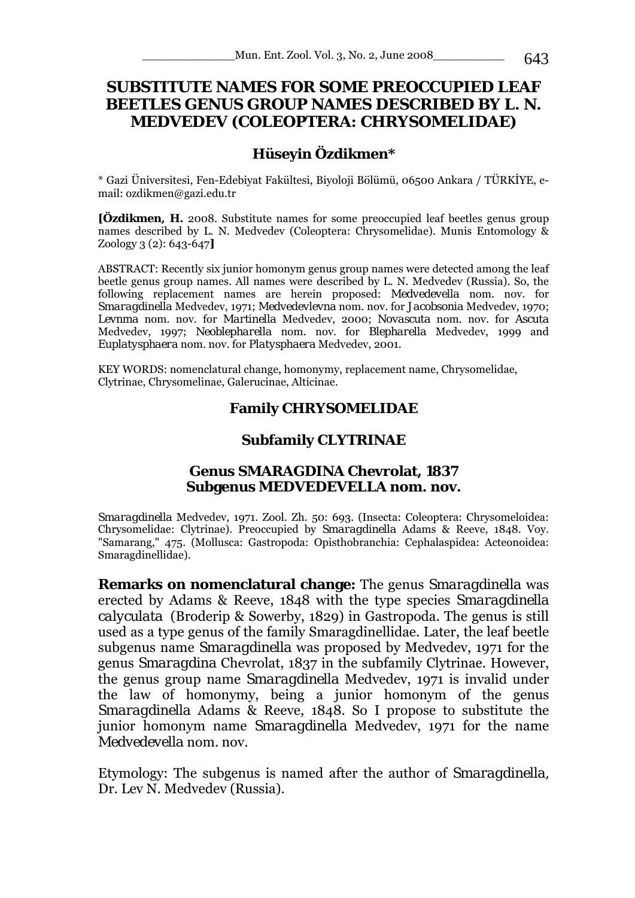# SUBSTITUTE NAMES FOR SOME PREOCCUPIED LEAF BEETLES GENUS GROUP NAMES DESCRIBED BY L. N. MEDVEDEV (COLEOPTERA: CHRYSOMELIDAE)

## Hüseyin Özdikmen*

* Gazi Üniversitesi, Fen-Edebiyat Fakültesi, Biyoloji Bölümü, 06500 Ankara / TÜRKİYE, e-mail: ozdikmen@gazi.edu.tr

**[Özdikmen, H.** 2008. Substitute names for some preoccupied leaf beetles genus group names described by L. N. Medvedev (Coleoptera: Chrysomelidae). Munis Entomology & Zoology 3 (2): 643-647**]**

ABSTRACT: Recently six junior homonym genus group names were detected among the leaf beetle genus group names. All names were described by L. N. Medvedev (Russia). So, the following replacement names are herein proposed: *Medvedevella* nom. nov. for *Smaragdinella* Medvedev, 1971; *Medvedevlevna* nom. nov. for *Jacobsonia* Medvedev, 1970; *Levnma* nom. nov. for *Martinella* Medvedev, 2000; *Novascuta* nom. nov. for *Ascuta* Medvedev, 1997; *Neoblepharella* nom. nov. for *Blepharella* Medvedev, 1999 and *Euplatysphaera* nom. nov. for *Platysphaera* Medvedev, 2001.

KEY WORDS: nomenclatural change, homonymy, replacement name, Chrysomelidae, Clytrinae, Chrysomelinae, Galerucinae, Alticinae.

### Family CHRYSOMELIDAE

### Subfamily CLYTRINAE

### Genus SMARAGDINA Chevrolat, 1837
### Subgenus MEDVEDEVELLA nom. nov.

*Smaragdinella* Medvedev, 1971. Zool. Zh. 50: 693. (Insecta: Coleoptera: Chrysomeloidea: Chrysomelidae: Clytrinae). Preoccupied by *Smaragdinella* Adams & Reeve, 1848. Voy. "Samarang," 475. (Mollusca: Gastropoda: Opisthobranchia: Cephalaspidea: Acteonoidea: Smaragdinellidae).

**Remarks on nomenclatural change:** The genus *Smaragdinella* was erected by Adams & Reeve, 1848 with the type species *Smaragdinella calyculata* (Broderip & Sowerby, 1829) in Gastropoda. The genus is still used as a type genus of the family Smaragdinellidae. Later, the leaf beetle subgenus name *Smaragdinella* was proposed by Medvedev, 1971 for the genus *Smaragdina* Chevrolat, 1837 in the subfamily Clytrinae. However, the genus group name *Smaragdinella* Medvedev, 1971 is invalid under the law of homonymy, being a junior homonym of the genus *Smaragdinella* Adams & Reeve, 1848. So I propose to substitute the junior homonym name *Smaragdinella* Medvedev, 1971 for the name *Medvedevella* nom. nov.

Etymology: The subgenus is named after the author of *Smaragdinella*, Dr. Lev N. Medvedev (Russia).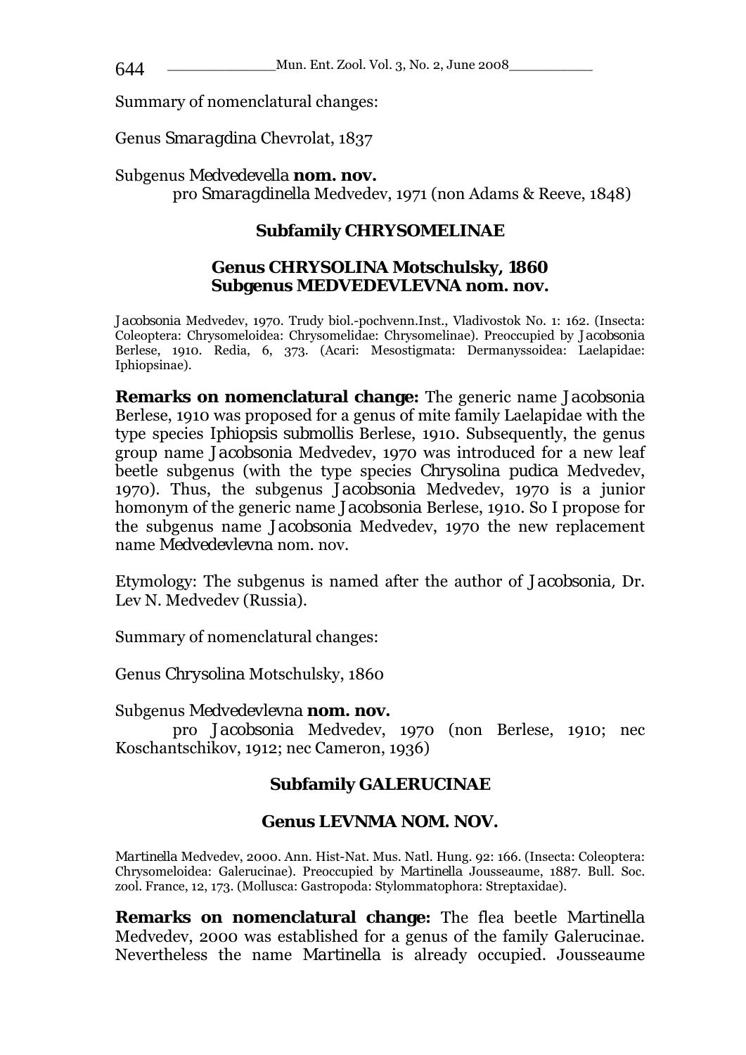Summary of nomenclatural changes:

Genus *Smaragdina* Chevrolat, 1837

Subgenus *Medvedevella* **nom. nov.**
pro *Smaragdinella* Medvedev, 1971 (non Adams & Reeve, 1848)

## Subfamily CHRYSOMELINAE

### Genus CHRYSOLINA Motschulsky, 1860
### Subgenus MEDVEDEVLEVNA nom. nov.

*Jacobsonia* Medvedev, 1970. Trudy biol.-pochvenn.Inst., Vladivostok No. 1: 162. (Insecta: Coleoptera: Chrysomeloidea: Chrysomelidae: Chrysomelinae). Preoccupied by *Jacobsonia* Berlese, 1910. Redia, 6, 373. (Acari: Mesostigmata: Dermanyssoidea: Laelapidae: Iphiopsinae).

**Remarks on nomenclatural change:** The generic name *Jacobsonia* Berlese, 1910 was proposed for a genus of mite family Laelapidae with the type species *Iphiopsis submollis* Berlese, 1910. Subsequently, the genus group name *Jacobsonia* Medvedev, 1970 was introduced for a new leaf beetle subgenus (with the type species *Chrysolina pudica* Medvedev, 1970). Thus, the subgenus *Jacobsonia* Medvedev, 1970 is a junior homonym of the generic name *Jacobsonia* Berlese, 1910. So I propose for the subgenus name *Jacobsonia* Medvedev, 1970 the new replacement name *Medvedevlevna* nom. nov.

Etymology: The subgenus is named after the author of *Jacobsonia*, Dr. Lev N. Medvedev (Russia).

Summary of nomenclatural changes:

Genus *Chrysolina* Motschulsky, 1860

Subgenus *Medvedevlevna* **nom. nov.**
pro *Jacobsonia* Medvedev, 1970 (non Berlese, 1910; nec Koschantschikov, 1912; nec Cameron, 1936)

## Subfamily GALERUCINAE

### Genus LEVNMA NOM. NOV.

*Martinella* Medvedev, 2000. Ann. Hist-Nat. Mus. Natl. Hung. 92: 166. (Insecta: Coleoptera: Chrysomeloidea: Galerucinae). Preoccupied by *Martinella* Jousseaume, 1887. Bull. Soc. zool. France, 12, 173. (Mollusca: Gastropoda: Stylommatophora: Streptaxidae).

**Remarks on nomenclatural change:** The flea beetle *Martinella* Medvedev, 2000 was established for a genus of the family Galerucinae. Nevertheless the name *Martinella* is already occupied. Jousseaume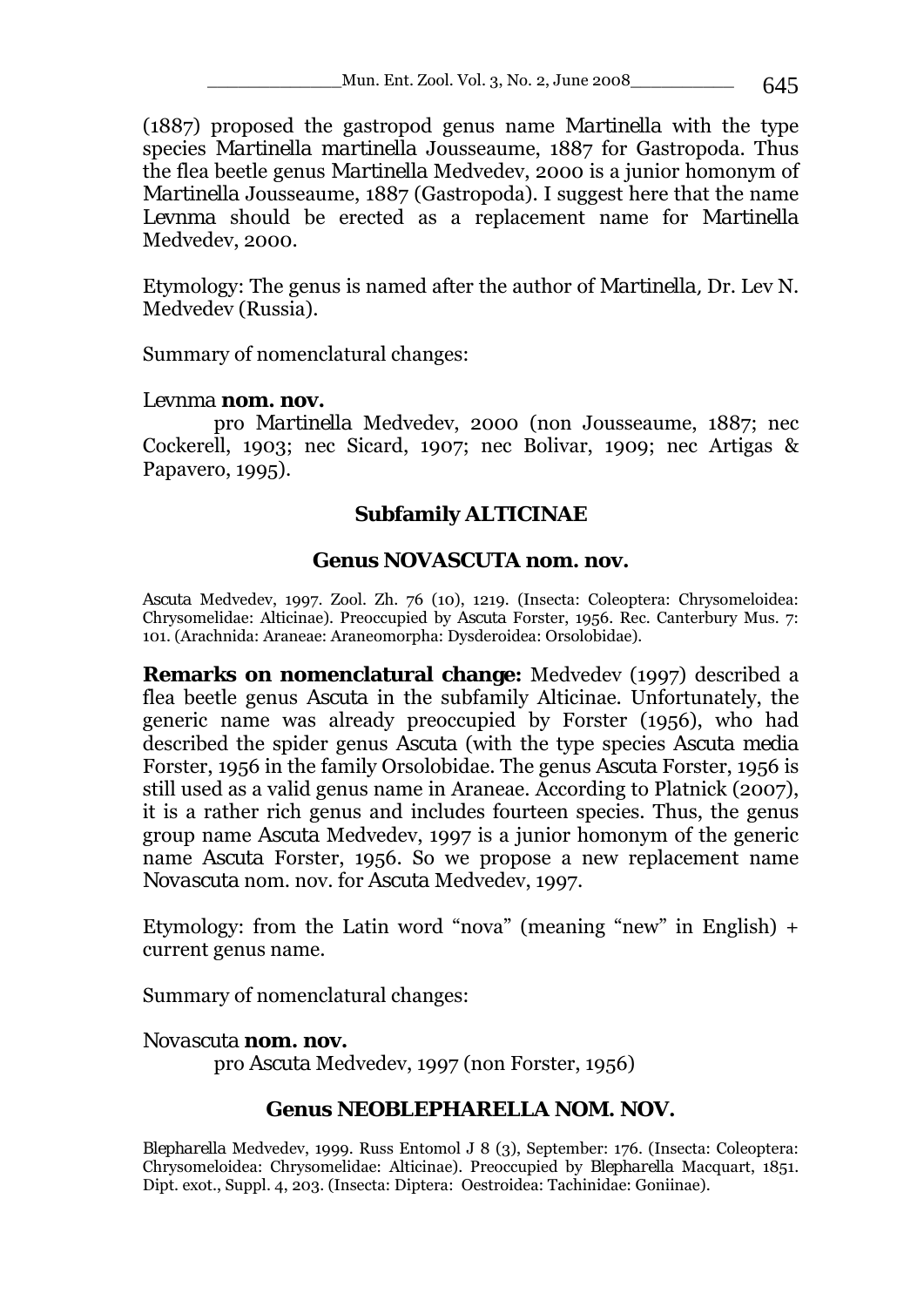(1887) proposed the gastropod genus name *Martinella* with the type species *Martinella martinella* Jousseaume, 1887 for Gastropoda. Thus the flea beetle genus *Martinella* Medvedev, 2000 is a junior homonym of *Martinella* Jousseaume, 1887 (Gastropoda). I suggest here that the name *Levnma* should be erected as a replacement name for *Martinella* Medvedev, 2000.

Etymology: The genus is named after the author of *Martinella*, Dr. Lev N. Medvedev (Russia).

Summary of nomenclatural changes:

*Levnma* **nom. nov.**
pro *Martinella* Medvedev, 2000 (non Jousseaume, 1887; nec Cockerell, 1903; nec Sicard, 1907; nec Bolivar, 1909; nec Artigas & Papavero, 1995).

## Subfamily ALTICINAE

### Genus NOVASCUTA nom. nov.

*Ascuta* Medvedev, 1997. Zool. Zh. 76 (10), 1219. (Insecta: Coleoptera: Chrysomeloidea: Chrysomelidae: Alticinae). Preoccupied by *Ascuta* Forster, 1956. Rec. Canterbury Mus. 7: 101. (Arachnida: Araneae: Araneomorpha: Dysderoidea: Orsolobidae).

**Remarks on nomenclatural change:** Medvedev (1997) described a flea beetle genus *Ascuta* in the subfamily Alticinae. Unfortunately, the generic name was already preoccupied by Forster (1956), who had described the spider genus *Ascuta* (with the type species *Ascuta media* Forster, 1956 in the family Orsolobidae. The genus *Ascuta* Forster, 1956 is still used as a valid genus name in Araneae. According to Platnick (2007), it is a rather rich genus and includes fourteen species. Thus, the genus group name *Ascuta* Medvedev, 1997 is a junior homonym of the generic name *Ascuta* Forster, 1956. So we propose a new replacement name *Novascuta* nom. nov. for *Ascuta* Medvedev, 1997.

Etymology: from the Latin word "nova" (meaning "new" in English) + current genus name.

Summary of nomenclatural changes:

*Novascuta* **nom. nov.**
pro *Ascuta* Medvedev, 1997 (non Forster, 1956)

### Genus NEOBLEPHARELLA NOM. NOV.

*Blepharella* Medvedev, 1999. Russ Entomol J 8 (3), September: 176. (Insecta: Coleoptera: Chrysomeloidea: Chrysomelidae: Alticinae). Preoccupied by *Blepharella* Macquart, 1851. Dipt. exot., Suppl. 4, 203. (Insecta: Diptera: Oestroidea: Tachinidae: Goniinae).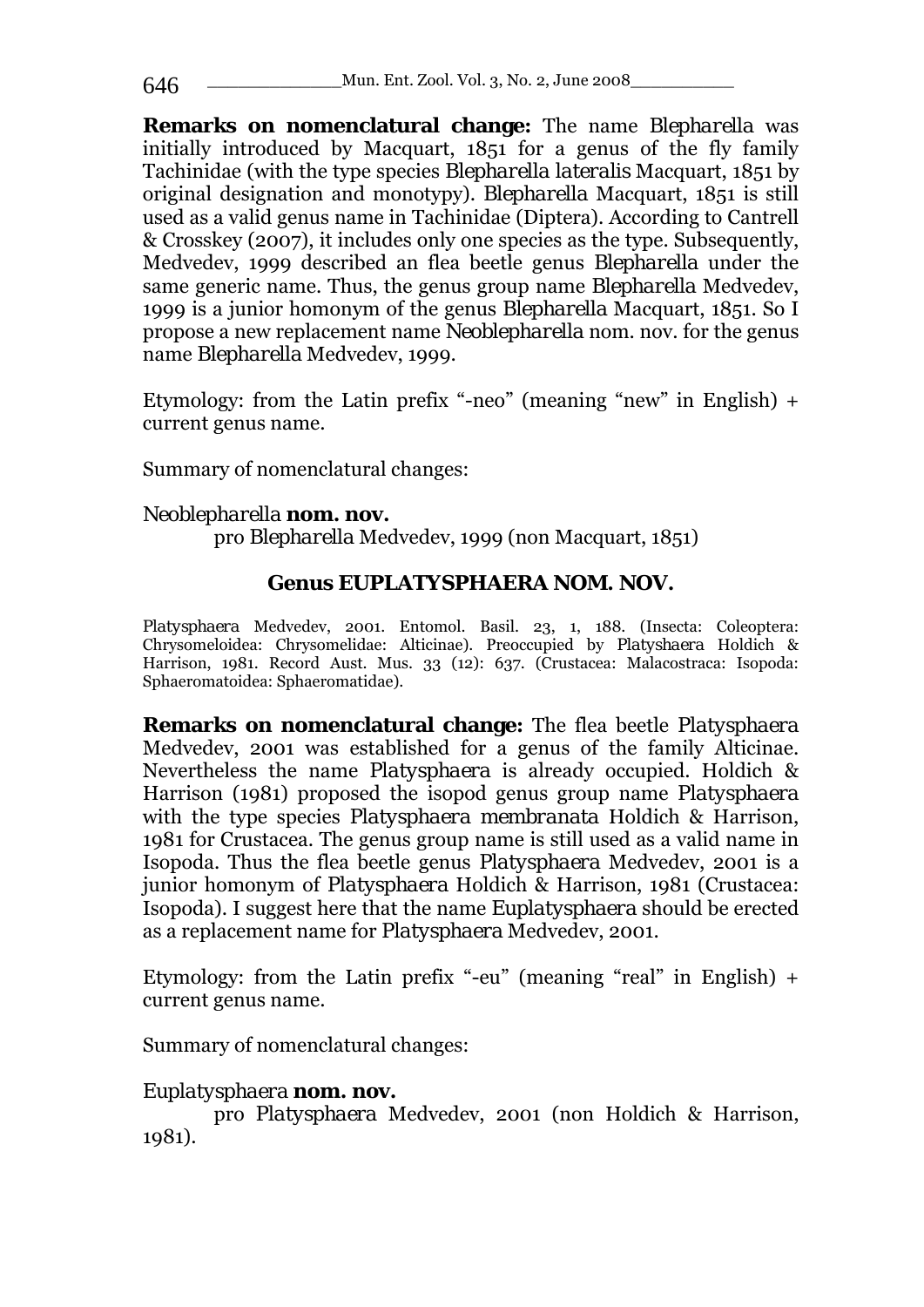**Remarks on nomenclatural change:** The name *Blepharella* was initially introduced by Macquart, 1851 for a genus of the fly family Tachinidae (with the type species *Blepharella lateralis* Macquart, 1851 by original designation and monotypy). *Blepharella* Macquart, 1851 is still used as a valid genus name in Tachinidae (Diptera). According to Cantrell & Crosskey (2007), it includes only one species as the type. Subsequently, Medvedev, 1999 described an flea beetle genus *Blepharella* under the same generic name. Thus, the genus group name *Blepharella* Medvedev, 1999 is a junior homonym of the genus *Blepharella* Macquart, 1851. So I propose a new replacement name *Neoblepharella* nom. nov. for the genus name *Blepharella* Medvedev, 1999.

Etymology: from the Latin prefix "-neo" (meaning "new" in English) + current genus name.

Summary of nomenclatural changes:

*Neoblepharella* **nom. nov.**
pro *Blepharella* Medvedev, 1999 (non Macquart, 1851)

## Genus EUPLATYSPHAERA NOM. NOV.

*Platysphaera* Medvedev, 2001. Entomol. Basil. 23, 1, 188. (Insecta: Coleoptera: Chrysomeloidea: Chrysomelidae: Alticinae). Preoccupied by *Platyshaera* Holdich & Harrison, 1981. Record Aust. Mus. 33 (12): 637. (Crustacea: Malacostraca: Isopoda: Sphaeromatoidea: Sphaeromatidae).

**Remarks on nomenclatural change:** The flea beetle *Platysphaera* Medvedev, 2001 was established for a genus of the family Alticinae. Nevertheless the name *Platysphaera* is already occupied. Holdich & Harrison (1981) proposed the isopod genus group name *Platysphaera* with the type species *Platysphaera membranata* Holdich & Harrison, 1981 for Crustacea. The genus group name is still used as a valid name in Isopoda. Thus the flea beetle genus *Platysphaera* Medvedev, 2001 is a junior homonym of *Platysphaera* Holdich & Harrison, 1981 (Crustacea: Isopoda). I suggest here that the name *Euplatysphaera* should be erected as a replacement name for *Platysphaera* Medvedev, 2001.

Etymology: from the Latin prefix "-eu" (meaning "real" in English) + current genus name.

Summary of nomenclatural changes:

*Euplatysphaera* **nom. nov.**
pro *Platysphaera* Medvedev, 2001 (non Holdich & Harrison, 1981).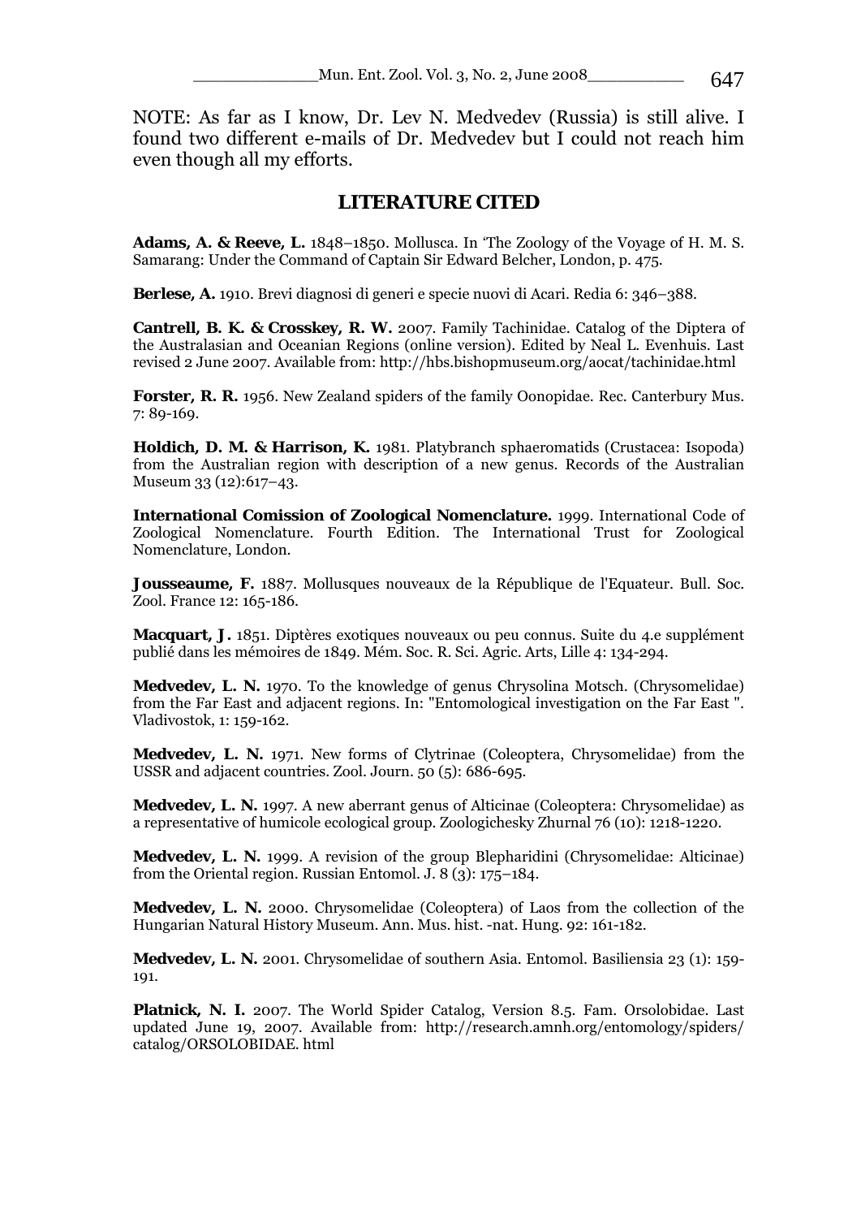NOTE: As far as I know, Dr. Lev N. Medvedev (Russia) is still alive. I found two different e-mails of Dr. Medvedev but I could not reach him even though all my efforts.

## LITERATURE CITED

**Adams, A. & Reeve, L.** 1848–1850. Mollusca. In 'The Zoology of the Voyage of H. M. S. Samarang: Under the Command of Captain Sir Edward Belcher, London, p. 475.

**Berlese, A.** 1910. Brevi diagnosi di generi e specie nuovi di Acari. Redia 6: 346–388.

**Cantrell, B. K. & Crosskey, R. W.** 2007. Family Tachinidae. Catalog of the Diptera of the Australasian and Oceanian Regions (online version). Edited by Neal L. Evenhuis. Last revised 2 June 2007. Available from: http://hbs.bishopmuseum.org/aocat/tachinidae.html

**Forster, R. R.** 1956. New Zealand spiders of the family Oonopidae. Rec. Canterbury Mus. 7: 89-169.

**Holdich, D. M. & Harrison, K.** 1981. Platybranch sphaeromatids (Crustacea: Isopoda) from the Australian region with description of a new genus. Records of the Australian Museum 33 (12):617–43.

**International Comission of Zoological Nomenclature.** 1999. International Code of Zoological Nomenclature. Fourth Edition. The International Trust for Zoological Nomenclature, London.

**Jousseaume, F.** 1887. Mollusques nouveaux de la République de l'Equateur. Bull. Soc. Zool. France 12: 165-186.

**Macquart, J.** 1851. Diptères exotiques nouveaux ou peu connus. Suite du 4.e supplément publié dans les mémoires de 1849. Mém. Soc. R. Sci. Agric. Arts, Lille 4: 134-294.

**Medvedev, L. N.** 1970. To the knowledge of genus Chrysolina Motsch. (Chrysomelidae) from the Far East and adjacent regions. In: "Entomological investigation on the Far East ". Vladivostok, 1: 159-162.

**Medvedev, L. N.** 1971. New forms of Clytrinae (Coleoptera, Chrysomelidae) from the USSR and adjacent countries. Zool. Journ. 50 (5): 686-695.

**Medvedev, L. N.** 1997. A new aberrant genus of Alticinae (Coleoptera: Chrysomelidae) as a representative of humicole ecological group. Zoologichesky Zhurnal 76 (10): 1218-1220.

**Medvedev, L. N.** 1999. A revision of the group Blepharidini (Chrysomelidae: Alticinae) from the Oriental region. Russian Entomol. J. 8 (3): 175–184.

**Medvedev, L. N.** 2000. Chrysomelidae (Coleoptera) of Laos from the collection of the Hungarian Natural History Museum. Ann. Mus. hist. -nat. Hung. 92: 161-182.

**Medvedev, L. N.** 2001. Chrysomelidae of southern Asia. Entomol. Basiliensia 23 (1): 159-191.

**Platnick, N. I.** 2007. The World Spider Catalog, Version 8.5. Fam. Orsolobidae. Last updated June 19, 2007. Available from: http://research.amnh.org/entomology/spiders/catalog/ORSOLOBIDAE. html